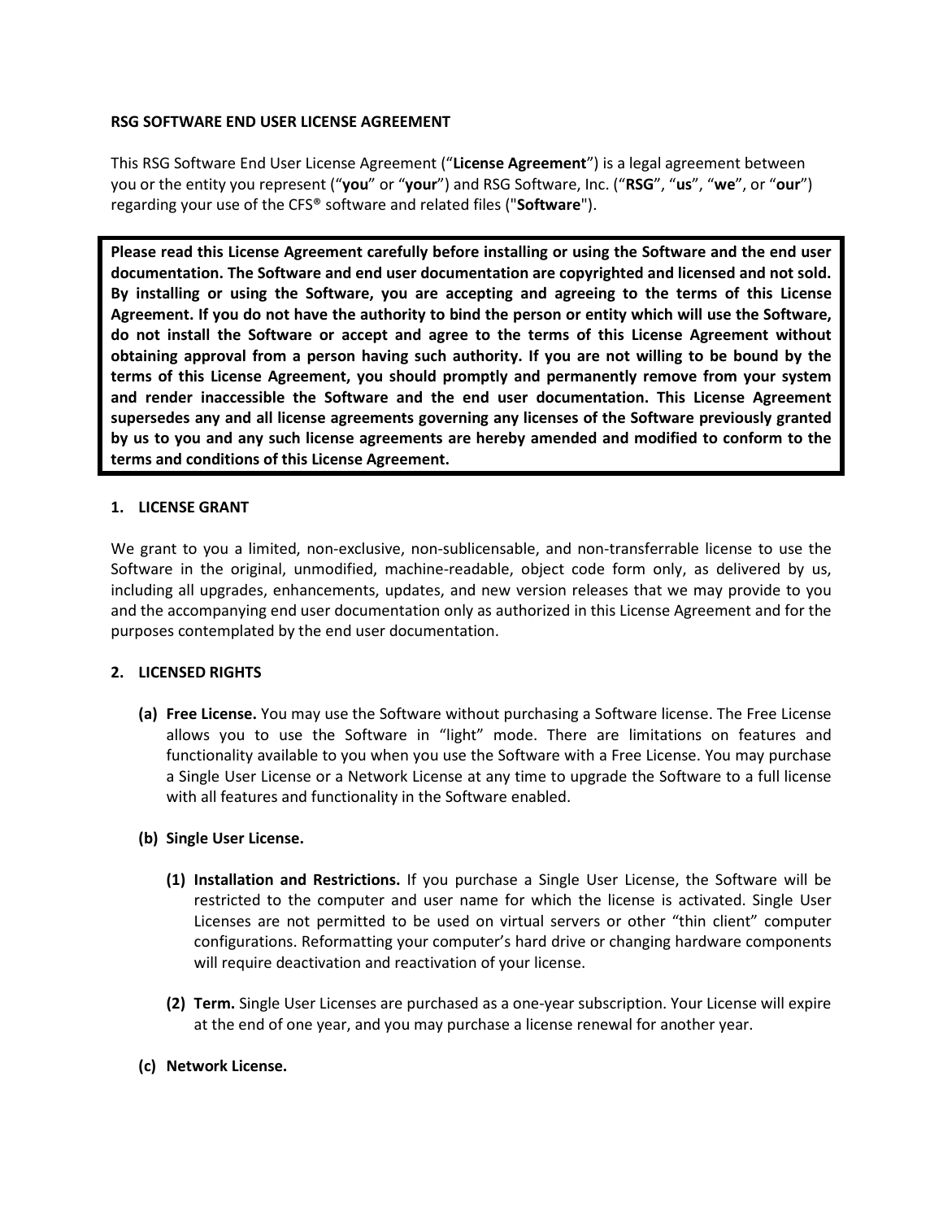# RSG SOFTWARE END USER LICENSE AGREEMENT

This RSG Software End User License Agreement ("**License Agreement**") is a legal agreement between you or the entity you represent ("**you**" or "**your**") and RSG Software, Inc. ("**RSG**", "**us**", "**we**", or "**our**") regarding your use of the CFS® software and related files ("**Software**").

**Please read this License Agreement carefully before installing or using the Software and the end user documentation. The Software and end user documentation are copyrighted and licensed and not sold. By installing or using the Software, you are accepting and agreeing to the terms of this License Agreement. If you do not have the authority to bind the person or entity which will use the Software, do not install the Software or accept and agree to the terms of this License Agreement without obtaining approval from a person having such authority. If you are not willing to be bound by the terms of this License Agreement, you should promptly and permanently remove from your system and render inaccessible the Software and the end user documentation. This License Agreement supersedes any and all license agreements governing any licenses of the Software previously granted by us to you and any such license agreements are hereby amended and modified to conform to the terms and conditions of this License Agreement.**

## 1. LICENSE GRANT

We grant to you a limited, non-exclusive, non-sublicensable, and non-transferrable license to use the Software in the original, unmodified, machine-readable, object code form only, as delivered by us, including all upgrades, enhancements, updates, and new version releases that we may provide to you and the accompanying end user documentation only as authorized in this License Agreement and for the purposes contemplated by the end user documentation.

## 2. LICENSED RIGHTS

**(a) Free License.** You may use the Software without purchasing a Software license. The Free License allows you to use the Software in "light" mode. There are limitations on features and functionality available to you when you use the Software with a Free License. You may purchase a Single User License or a Network License at any time to upgrade the Software to a full license with all features and functionality in the Software enabled.

**(b) Single User License.**

**(1) Installation and Restrictions.** If you purchase a Single User License, the Software will be restricted to the computer and user name for which the license is activated. Single User Licenses are not permitted to be used on virtual servers or other "thin client" computer configurations. Reformatting your computer's hard drive or changing hardware components will require deactivation and reactivation of your license.

**(2) Term.** Single User Licenses are purchased as a one-year subscription. Your License will expire at the end of one year, and you may purchase a license renewal for another year.

**(c) Network License.**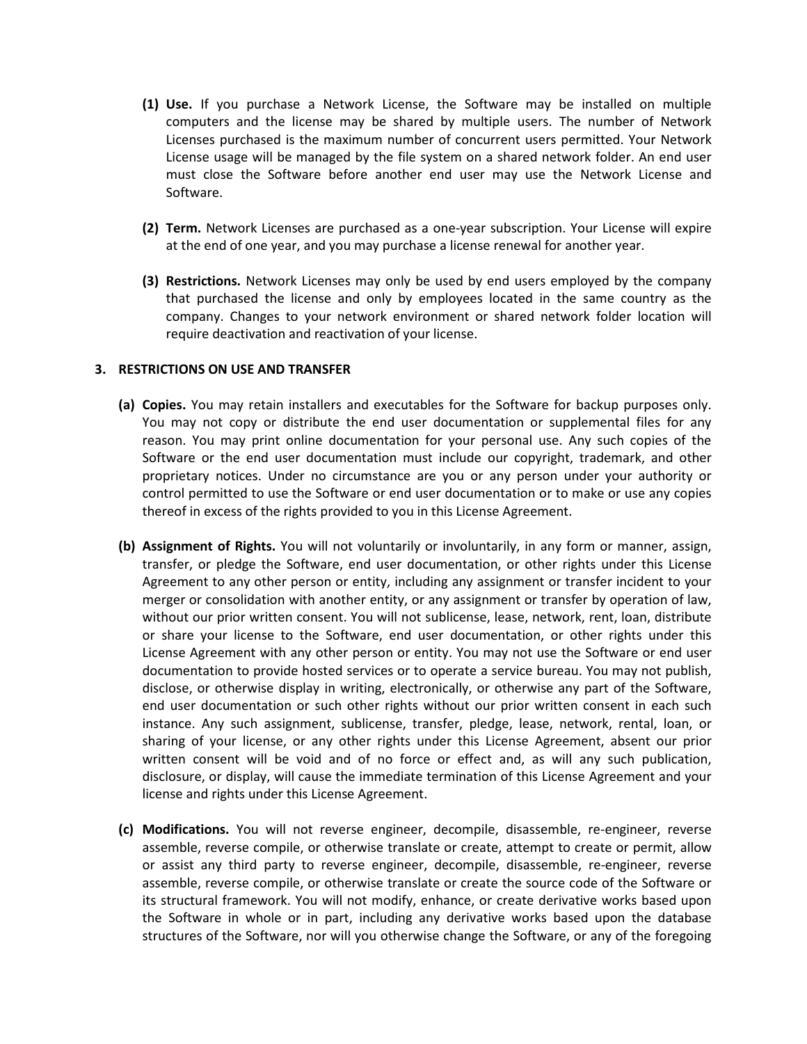(1) **Use.** If you purchase a Network License, the Software may be installed on multiple computers and the license may be shared by multiple users. The number of Network Licenses purchased is the maximum number of concurrent users permitted. Your Network License usage will be managed by the file system on a shared network folder. An end user must close the Software before another end user may use the Network License and Software.

(2) **Term.** Network Licenses are purchased as a one-year subscription. Your License will expire at the end of one year, and you may purchase a license renewal for another year.

(3) **Restrictions.** Network Licenses may only be used by end users employed by the company that purchased the license and only by employees located in the same country as the company. Changes to your network environment or shared network folder location will require deactivation and reactivation of your license.

### 3. RESTRICTIONS ON USE AND TRANSFER

(a) **Copies.** You may retain installers and executables for the Software for backup purposes only. You may not copy or distribute the end user documentation or supplemental files for any reason. You may print online documentation for your personal use. Any such copies of the Software or the end user documentation must include our copyright, trademark, and other proprietary notices. Under no circumstance are you or any person under your authority or control permitted to use the Software or end user documentation or to make or use any copies thereof in excess of the rights provided to you in this License Agreement.

(b) **Assignment of Rights.** You will not voluntarily or involuntarily, in any form or manner, assign, transfer, or pledge the Software, end user documentation, or other rights under this License Agreement to any other person or entity, including any assignment or transfer incident to your merger or consolidation with another entity, or any assignment or transfer by operation of law, without our prior written consent. You will not sublicense, lease, network, rent, loan, distribute or share your license to the Software, end user documentation, or other rights under this License Agreement with any other person or entity. You may not use the Software or end user documentation to provide hosted services or to operate a service bureau. You may not publish, disclose, or otherwise display in writing, electronically, or otherwise any part of the Software, end user documentation or such other rights without our prior written consent in each such instance. Any such assignment, sublicense, transfer, pledge, lease, network, rental, loan, or sharing of your license, or any other rights under this License Agreement, absent our prior written consent will be void and of no force or effect and, as will any such publication, disclosure, or display, will cause the immediate termination of this License Agreement and your license and rights under this License Agreement.

(c) **Modifications.** You will not reverse engineer, decompile, disassemble, re-engineer, reverse assemble, reverse compile, or otherwise translate or create, attempt to create or permit, allow or assist any third party to reverse engineer, decompile, disassemble, re-engineer, reverse assemble, reverse compile, or otherwise translate or create the source code of the Software or its structural framework. You will not modify, enhance, or create derivative works based upon the Software in whole or in part, including any derivative works based upon the database structures of the Software, nor will you otherwise change the Software, or any of the foregoing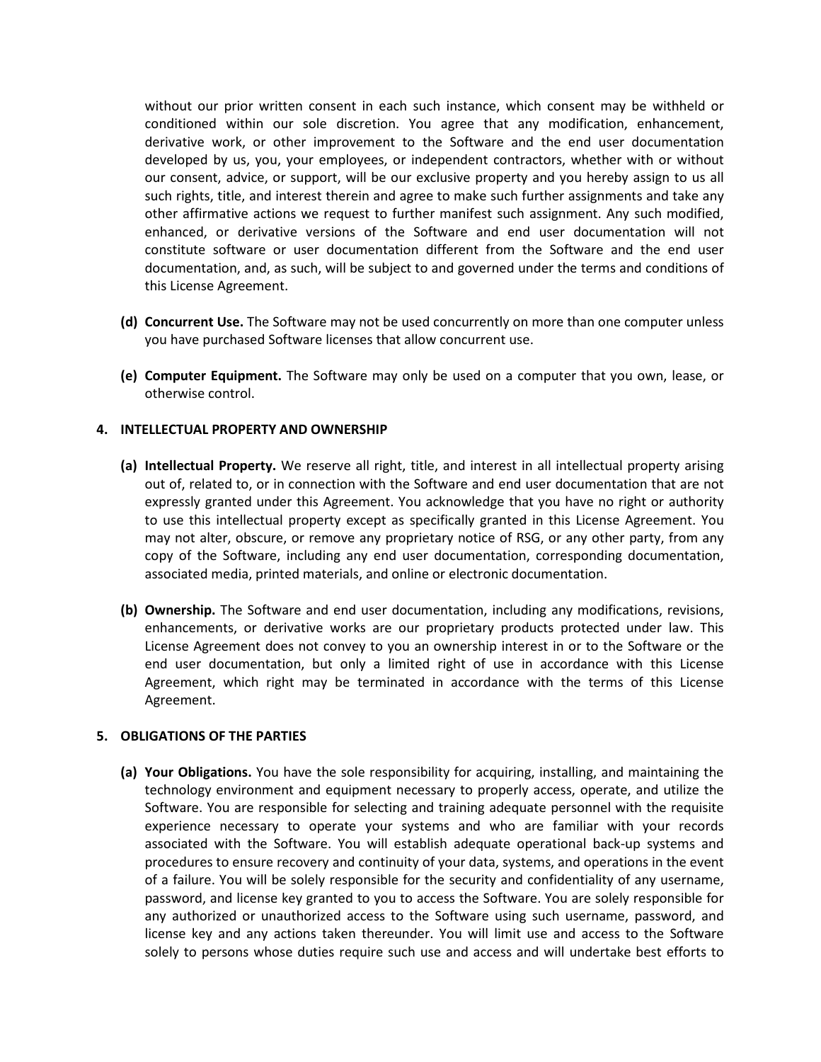without our prior written consent in each such instance, which consent may be withheld or conditioned within our sole discretion. You agree that any modification, enhancement, derivative work, or other improvement to the Software and the end user documentation developed by us, you, your employees, or independent contractors, whether with or without our consent, advice, or support, will be our exclusive property and you hereby assign to us all such rights, title, and interest therein and agree to make such further assignments and take any other affirmative actions we request to further manifest such assignment. Any such modified, enhanced, or derivative versions of the Software and end user documentation will not constitute software or user documentation different from the Software and the end user documentation, and, as such, will be subject to and governed under the terms and conditions of this License Agreement.

**(d) Concurrent Use.** The Software may not be used concurrently on more than one computer unless you have purchased Software licenses that allow concurrent use.

**(e) Computer Equipment.** The Software may only be used on a computer that you own, lease, or otherwise control.

**4. INTELLECTUAL PROPERTY AND OWNERSHIP**

**(a) Intellectual Property.** We reserve all right, title, and interest in all intellectual property arising out of, related to, or in connection with the Software and end user documentation that are not expressly granted under this Agreement. You acknowledge that you have no right or authority to use this intellectual property except as specifically granted in this License Agreement. You may not alter, obscure, or remove any proprietary notice of RSG, or any other party, from any copy of the Software, including any end user documentation, corresponding documentation, associated media, printed materials, and online or electronic documentation.

**(b) Ownership.** The Software and end user documentation, including any modifications, revisions, enhancements, or derivative works are our proprietary products protected under law. This License Agreement does not convey to you an ownership interest in or to the Software or the end user documentation, but only a limited right of use in accordance with this License Agreement, which right may be terminated in accordance with the terms of this License Agreement.

**5. OBLIGATIONS OF THE PARTIES**

**(a) Your Obligations.** You have the sole responsibility for acquiring, installing, and maintaining the technology environment and equipment necessary to properly access, operate, and utilize the Software. You are responsible for selecting and training adequate personnel with the requisite experience necessary to operate your systems and who are familiar with your records associated with the Software. You will establish adequate operational back-up systems and procedures to ensure recovery and continuity of your data, systems, and operations in the event of a failure. You will be solely responsible for the security and confidentiality of any username, password, and license key granted to you to access the Software. You are solely responsible for any authorized or unauthorized access to the Software using such username, password, and license key and any actions taken thereunder. You will limit use and access to the Software solely to persons whose duties require such use and access and will undertake best efforts to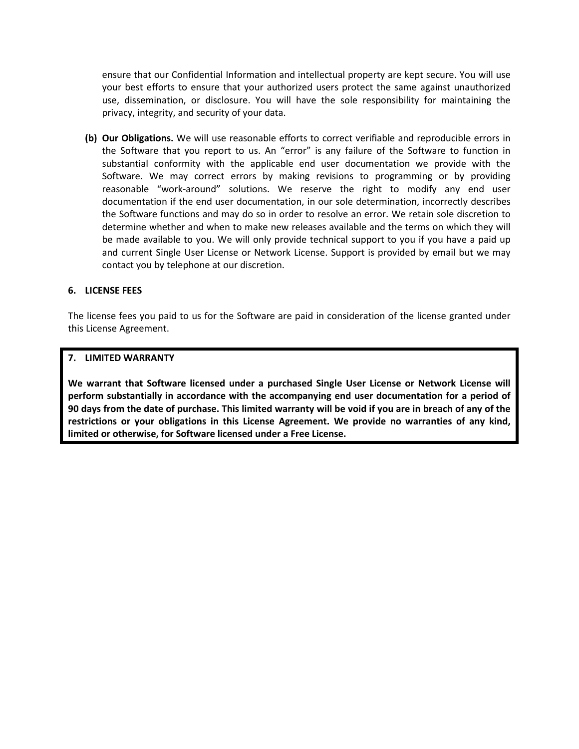ensure that our Confidential Information and intellectual property are kept secure. You will use your best efforts to ensure that your authorized users protect the same against unauthorized use, dissemination, or disclosure. You will have the sole responsibility for maintaining the privacy, integrity, and security of your data.

**(b) Our Obligations.** We will use reasonable efforts to correct verifiable and reproducible errors in the Software that you report to us. An "error" is any failure of the Software to function in substantial conformity with the applicable end user documentation we provide with the Software. We may correct errors by making revisions to programming or by providing reasonable "work-around" solutions. We reserve the right to modify any end user documentation if the end user documentation, in our sole determination, incorrectly describes the Software functions and may do so in order to resolve an error. We retain sole discretion to determine whether and when to make new releases available and the terms on which they will be made available to you. We will only provide technical support to you if you have a paid up and current Single User License or Network License. Support is provided by email but we may contact you by telephone at our discretion.

**6. LICENSE FEES**

The license fees you paid to us for the Software are paid in consideration of the license granted under this License Agreement.

**7. LIMITED WARRANTY**

**We warrant that Software licensed under a purchased Single User License or Network License will perform substantially in accordance with the accompanying end user documentation for a period of 90 days from the date of purchase. This limited warranty will be void if you are in breach of any of the restrictions or your obligations in this License Agreement. We provide no warranties of any kind, limited or otherwise, for Software licensed under a Free License.**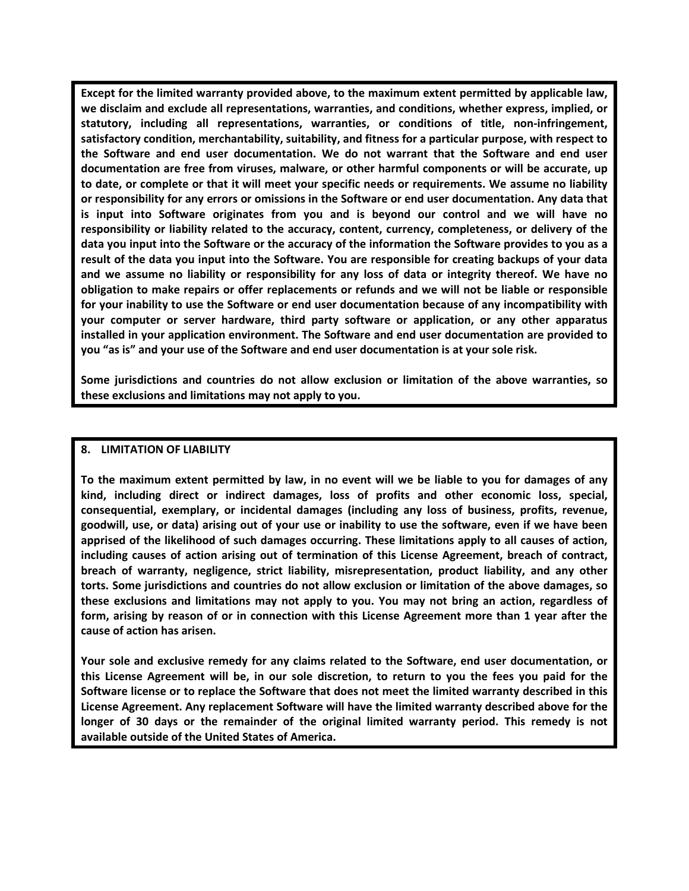**Except for the limited warranty provided above, to the maximum extent permitted by applicable law, we disclaim and exclude all representations, warranties, and conditions, whether express, implied, or statutory, including all representations, warranties, or conditions of title, non-infringement, satisfactory condition, merchantability, suitability, and fitness for a particular purpose, with respect to the Software and end user documentation. We do not warrant that the Software and end user documentation are free from viruses, malware, or other harmful components or will be accurate, up to date, or complete or that it will meet your specific needs or requirements. We assume no liability or responsibility for any errors or omissions in the Software or end user documentation. Any data that is input into Software originates from you and is beyond our control and we will have no responsibility or liability related to the accuracy, content, currency, completeness, or delivery of the data you input into the Software or the accuracy of the information the Software provides to you as a result of the data you input into the Software. You are responsible for creating backups of your data and we assume no liability or responsibility for any loss of data or integrity thereof. We have no obligation to make repairs or offer replacements or refunds and we will not be liable or responsible for your inability to use the Software or end user documentation because of any incompatibility with your computer or server hardware, third party software or application, or any other apparatus installed in your application environment. The Software and end user documentation are provided to you "as is" and your use of the Software and end user documentation is at your sole risk.**

**Some jurisdictions and countries do not allow exclusion or limitation of the above warranties, so these exclusions and limitations may not apply to you.**

## 8. LIMITATION OF LIABILITY

**To the maximum extent permitted by law, in no event will we be liable to you for damages of any kind, including direct or indirect damages, loss of profits and other economic loss, special, consequential, exemplary, or incidental damages (including any loss of business, profits, revenue, goodwill, use, or data) arising out of your use or inability to use the software, even if we have been apprised of the likelihood of such damages occurring. These limitations apply to all causes of action, including causes of action arising out of termination of this License Agreement, breach of contract, breach of warranty, negligence, strict liability, misrepresentation, product liability, and any other torts. Some jurisdictions and countries do not allow exclusion or limitation of the above damages, so these exclusions and limitations may not apply to you. You may not bring an action, regardless of form, arising by reason of or in connection with this License Agreement more than 1 year after the cause of action has arisen.**

**Your sole and exclusive remedy for any claims related to the Software, end user documentation, or this License Agreement will be, in our sole discretion, to return to you the fees you paid for the Software license or to replace the Software that does not meet the limited warranty described in this License Agreement. Any replacement Software will have the limited warranty described above for the longer of 30 days or the remainder of the original limited warranty period. This remedy is not available outside of the United States of America.**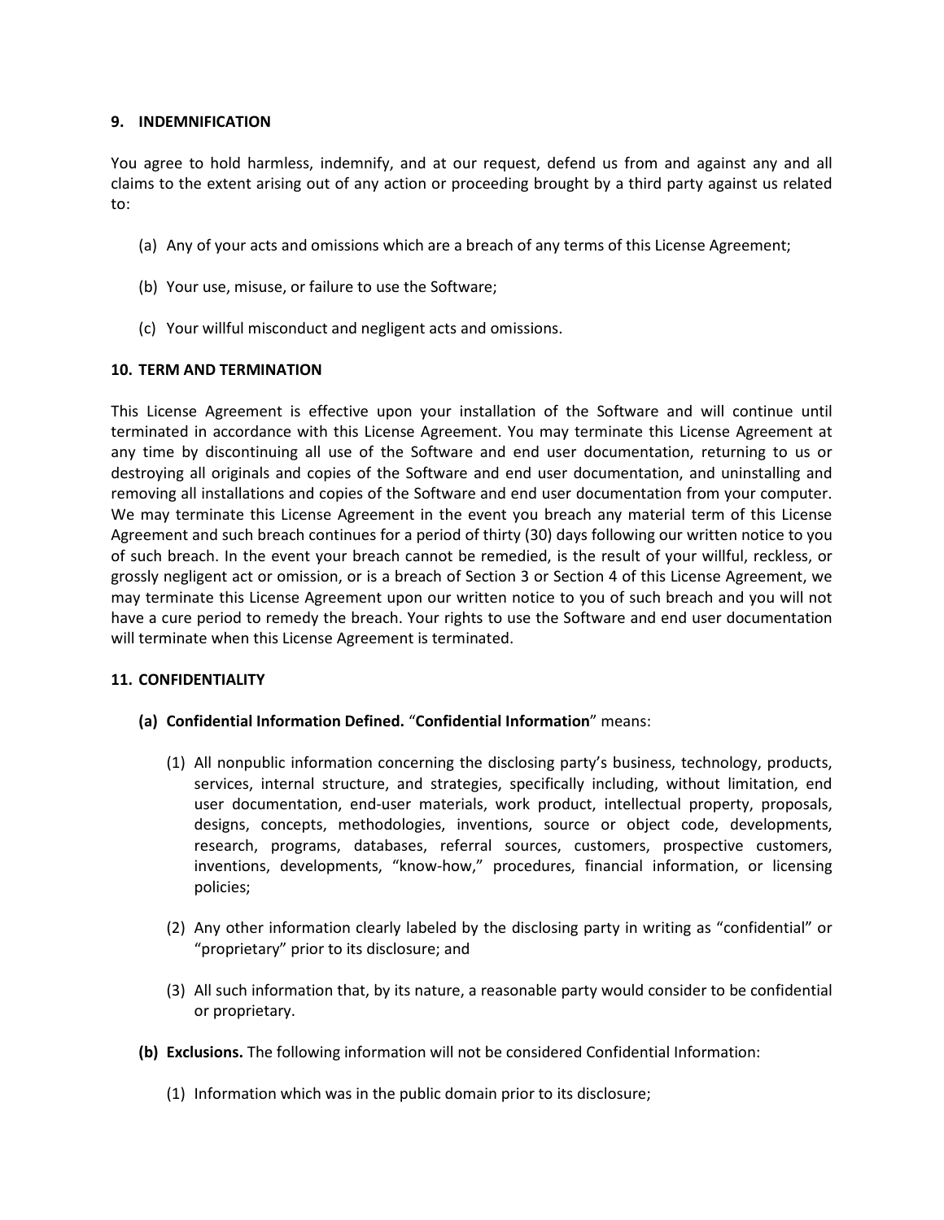## 9. INDEMNIFICATION

You agree to hold harmless, indemnify, and at our request, defend us from and against any and all claims to the extent arising out of any action or proceeding brought by a third party against us related to:

(a) Any of your acts and omissions which are a breach of any terms of this License Agreement;

(b) Your use, misuse, or failure to use the Software;

(c) Your willful misconduct and negligent acts and omissions.

## 10. TERM AND TERMINATION

This License Agreement is effective upon your installation of the Software and will continue until terminated in accordance with this License Agreement. You may terminate this License Agreement at any time by discontinuing all use of the Software and end user documentation, returning to us or destroying all originals and copies of the Software and end user documentation, and uninstalling and removing all installations and copies of the Software and end user documentation from your computer. We may terminate this License Agreement in the event you breach any material term of this License Agreement and such breach continues for a period of thirty (30) days following our written notice to you of such breach. In the event your breach cannot be remedied, is the result of your willful, reckless, or grossly negligent act or omission, or is a breach of Section 3 or Section 4 of this License Agreement, we may terminate this License Agreement upon our written notice to you of such breach and you will not have a cure period to remedy the breach. Your rights to use the Software and end user documentation will terminate when this License Agreement is terminated.

## 11. CONFIDENTIALITY

**(a) Confidential Information Defined.** "**Confidential Information**" means:

(1) All nonpublic information concerning the disclosing party's business, technology, products, services, internal structure, and strategies, specifically including, without limitation, end user documentation, end-user materials, work product, intellectual property, proposals, designs, concepts, methodologies, inventions, source or object code, developments, research, programs, databases, referral sources, customers, prospective customers, inventions, developments, "know-how," procedures, financial information, or licensing policies;

(2) Any other information clearly labeled by the disclosing party in writing as "confidential" or "proprietary" prior to its disclosure; and

(3) All such information that, by its nature, a reasonable party would consider to be confidential or proprietary.

**(b) Exclusions.** The following information will not be considered Confidential Information:

(1) Information which was in the public domain prior to its disclosure;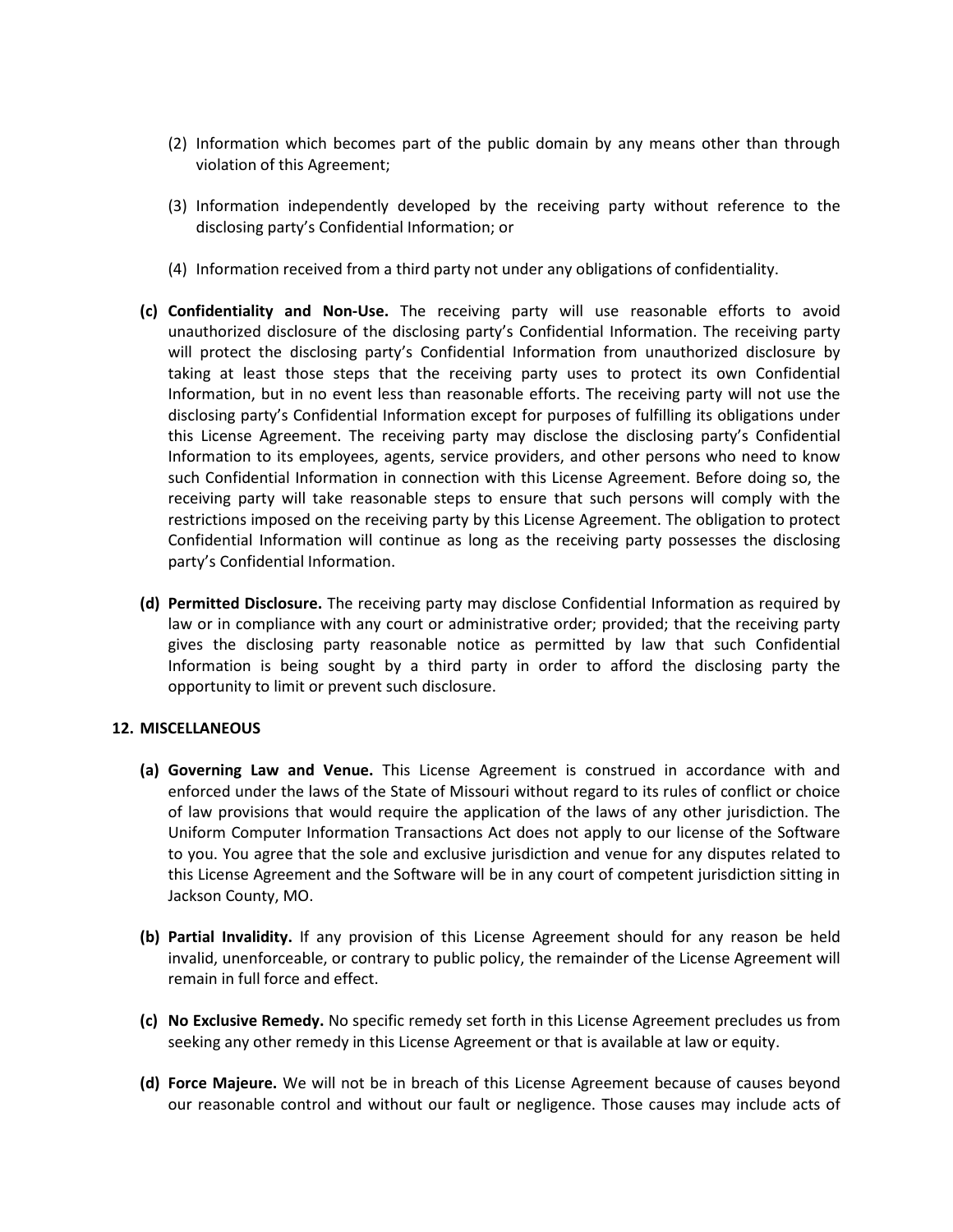(2) Information which becomes part of the public domain by any means other than through violation of this Agreement;

(3) Information independently developed by the receiving party without reference to the disclosing party's Confidential Information; or

(4) Information received from a third party not under any obligations of confidentiality.

**(c) Confidentiality and Non-Use.** The receiving party will use reasonable efforts to avoid unauthorized disclosure of the disclosing party's Confidential Information. The receiving party will protect the disclosing party's Confidential Information from unauthorized disclosure by taking at least those steps that the receiving party uses to protect its own Confidential Information, but in no event less than reasonable efforts. The receiving party will not use the disclosing party's Confidential Information except for purposes of fulfilling its obligations under this License Agreement. The receiving party may disclose the disclosing party's Confidential Information to its employees, agents, service providers, and other persons who need to know such Confidential Information in connection with this License Agreement. Before doing so, the receiving party will take reasonable steps to ensure that such persons will comply with the restrictions imposed on the receiving party by this License Agreement. The obligation to protect Confidential Information will continue as long as the receiving party possesses the disclosing party's Confidential Information.

**(d) Permitted Disclosure.** The receiving party may disclose Confidential Information as required by law or in compliance with any court or administrative order; provided; that the receiving party gives the disclosing party reasonable notice as permitted by law that such Confidential Information is being sought by a third party in order to afford the disclosing party the opportunity to limit or prevent such disclosure.

## 12. MISCELLANEOUS

**(a) Governing Law and Venue.** This License Agreement is construed in accordance with and enforced under the laws of the State of Missouri without regard to its rules of conflict or choice of law provisions that would require the application of the laws of any other jurisdiction. The Uniform Computer Information Transactions Act does not apply to our license of the Software to you. You agree that the sole and exclusive jurisdiction and venue for any disputes related to this License Agreement and the Software will be in any court of competent jurisdiction sitting in Jackson County, MO.

**(b) Partial Invalidity.** If any provision of this License Agreement should for any reason be held invalid, unenforceable, or contrary to public policy, the remainder of the License Agreement will remain in full force and effect.

**(c) No Exclusive Remedy.** No specific remedy set forth in this License Agreement precludes us from seeking any other remedy in this License Agreement or that is available at law or equity.

**(d) Force Majeure.** We will not be in breach of this License Agreement because of causes beyond our reasonable control and without our fault or negligence. Those causes may include acts of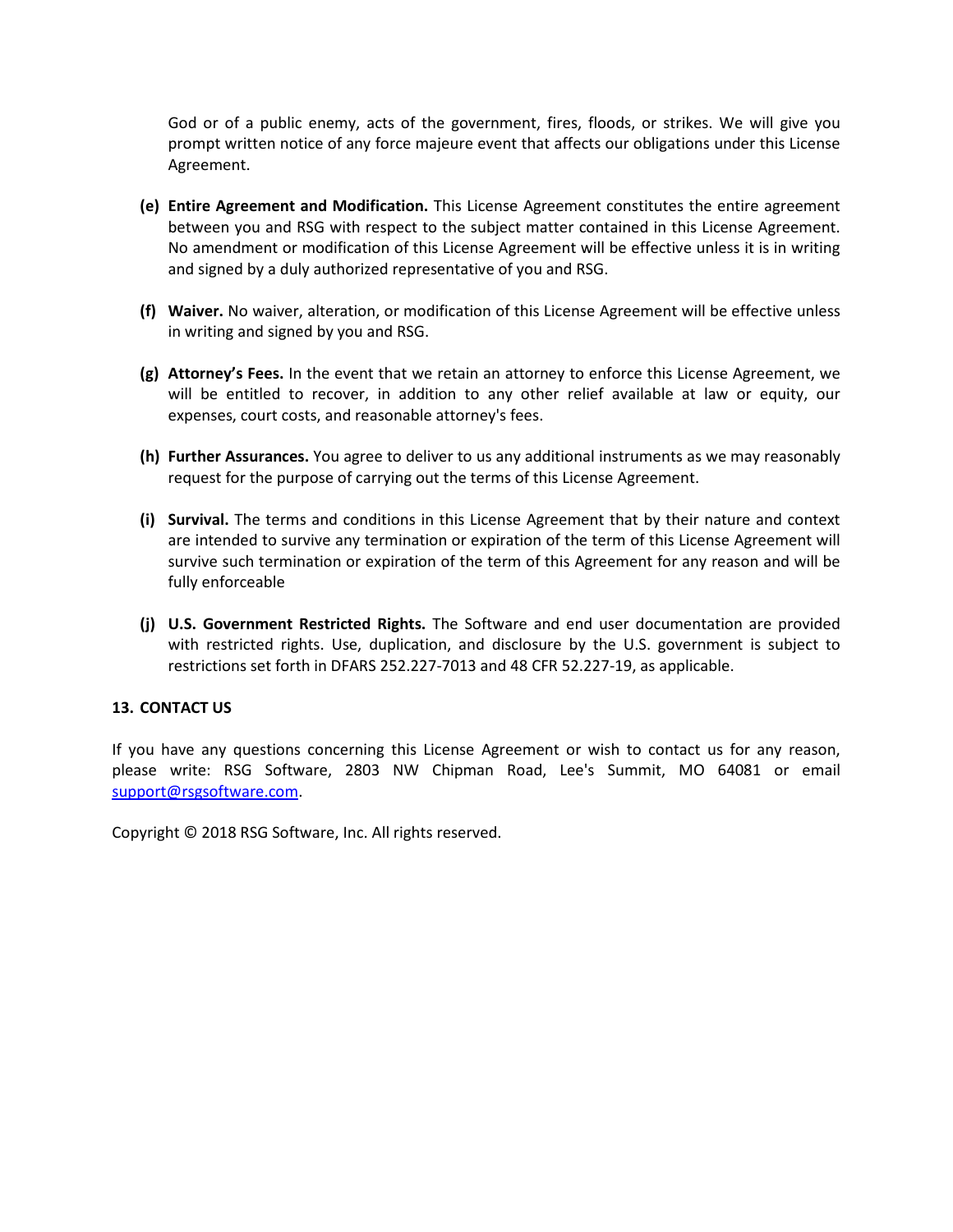God or of a public enemy, acts of the government, fires, floods, or strikes. We will give you prompt written notice of any force majeure event that affects our obligations under this License Agreement.

**(e) Entire Agreement and Modification.** This License Agreement constitutes the entire agreement between you and RSG with respect to the subject matter contained in this License Agreement. No amendment or modification of this License Agreement will be effective unless it is in writing and signed by a duly authorized representative of you and RSG.

**(f) Waiver.** No waiver, alteration, or modification of this License Agreement will be effective unless in writing and signed by you and RSG.

**(g) Attorney's Fees.** In the event that we retain an attorney to enforce this License Agreement, we will be entitled to recover, in addition to any other relief available at law or equity, our expenses, court costs, and reasonable attorney's fees.

**(h) Further Assurances.** You agree to deliver to us any additional instruments as we may reasonably request for the purpose of carrying out the terms of this License Agreement.

**(i) Survival.** The terms and conditions in this License Agreement that by their nature and context are intended to survive any termination or expiration of the term of this License Agreement will survive such termination or expiration of the term of this Agreement for any reason and will be fully enforceable

**(j) U.S. Government Restricted Rights.** The Software and end user documentation are provided with restricted rights. Use, duplication, and disclosure by the U.S. government is subject to restrictions set forth in DFARS 252.227-7013 and 48 CFR 52.227-19, as applicable.

## 13. CONTACT US

If you have any questions concerning this License Agreement or wish to contact us for any reason, please write: RSG Software, 2803 NW Chipman Road, Lee's Summit, MO 64081 or email support@rsgsoftware.com.

Copyright © 2018 RSG Software, Inc. All rights reserved.